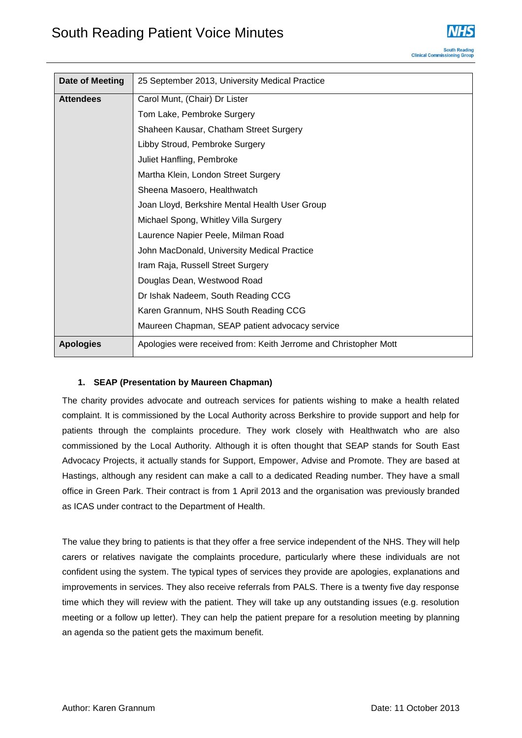# South Reading Patient Voice Minutes

| Date of Meeting | 25 September 2013, University Medical Practice |
|---|---|
| **Attendees** | Carol Munt, (Chair) Dr Lister<br>Tom Lake, Pembroke Surgery<br>Shaheen Kausar, Chatham Street Surgery<br>Libby Stroud, Pembroke Surgery<br>Juliet Hanfling, Pembroke<br>Martha Klein, London Street Surgery<br>Sheena Masoero, Healthwatch<br>Joan Lloyd, Berkshire Mental Health User Group<br>Michael Spong, Whitley Villa Surgery<br>Laurence Napier Peele, Milman Road<br>John MacDonald, University Medical Practice<br>Iram Raja, Russell Street Surgery<br>Douglas Dean, Westwood Road<br>Dr Ishak Nadeem, South Reading CCG<br>Karen Grannum, NHS South Reading CCG<br>Maureen Chapman, SEAP patient advocacy service |
| **Apologies** | Apologies were received from: Keith Jerrome and Christopher Mott |

### 1. SEAP (Presentation by Maureen Chapman)

The charity provides advocate and outreach services for patients wishing to make a health related complaint. It is commissioned by the Local Authority across Berkshire to provide support and help for patients through the complaints procedure. They work closely with Healthwatch who are also commissioned by the Local Authority. Although it is often thought that SEAP stands for South East Advocacy Projects, it actually stands for Support, Empower, Advise and Promote. They are based at Hastings, although any resident can make a call to a dedicated Reading number. They have a small office in Green Park. Their contract is from 1 April 2013 and the organisation was previously branded as ICAS under contract to the Department of Health.

The value they bring to patients is that they offer a free service independent of the NHS. They will help carers or relatives navigate the complaints procedure, particularly where these individuals are not confident using the system. The typical types of services they provide are apologies, explanations and improvements in services. They also receive referrals from PALS. There is a twenty five day response time which they will review with the patient. They will take up any outstanding issues (e.g. resolution meeting or a follow up letter). They can help the patient prepare for a resolution meeting by planning an agenda so the patient gets the maximum benefit.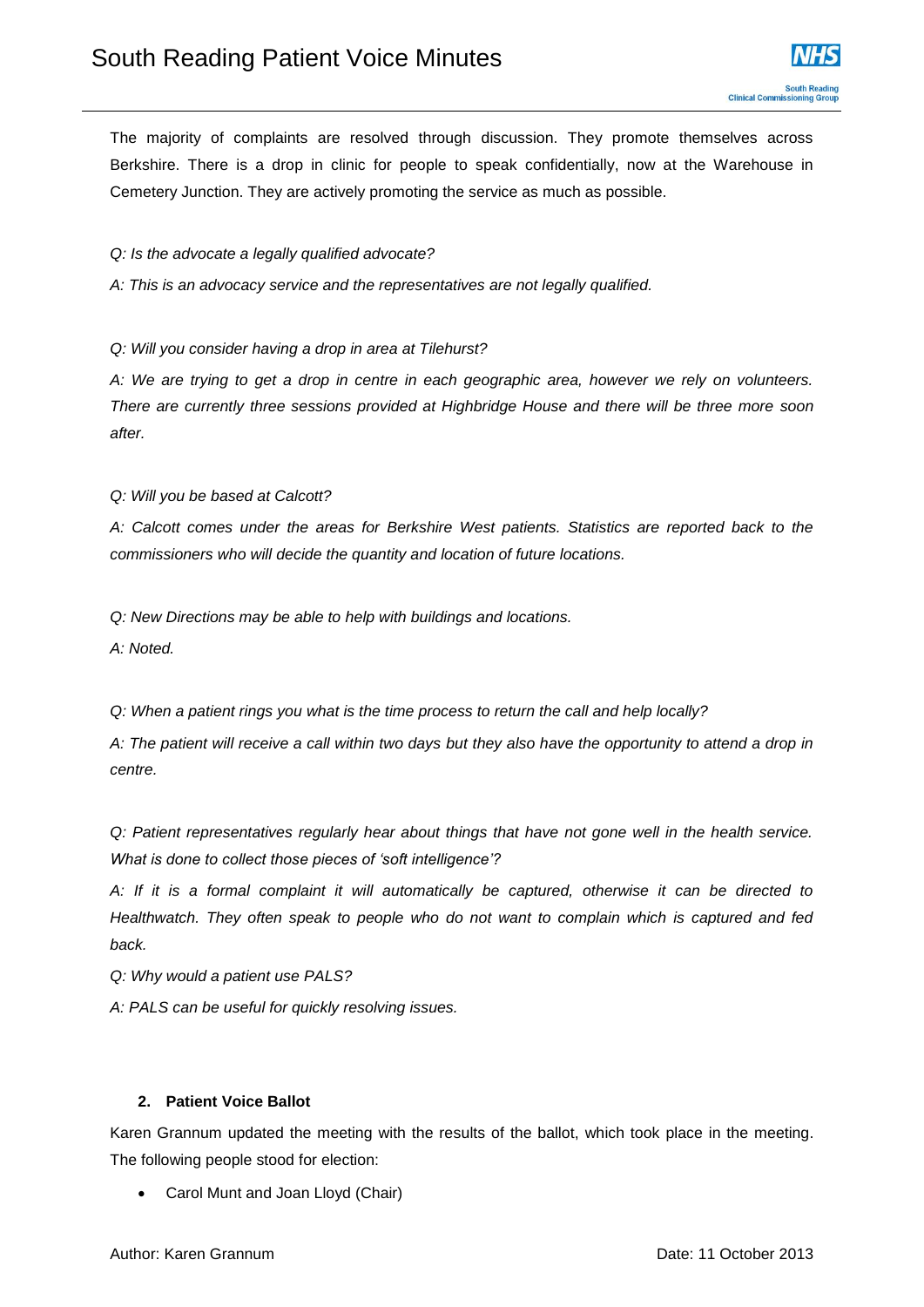The majority of complaints are resolved through discussion. They promote themselves across Berkshire. There is a drop in clinic for people to speak confidentially, now at the Warehouse in Cemetery Junction. They are actively promoting the service as much as possible.

*Q: Is the advocate a legally qualified advocate?*

*A: This is an advocacy service and the representatives are not legally qualified.*

*Q: Will you consider having a drop in area at Tilehurst?*

*A: We are trying to get a drop in centre in each geographic area, however we rely on volunteers. There are currently three sessions provided at Highbridge House and there will be three more soon after.*

*Q: Will you be based at Calcott?*

*A: Calcott comes under the areas for Berkshire West patients. Statistics are reported back to the commissioners who will decide the quantity and location of future locations.*

*Q: New Directions may be able to help with buildings and locations.*

*A: Noted.*

*Q: When a patient rings you what is the time process to return the call and help locally?*

*A: The patient will receive a call within two days but they also have the opportunity to attend a drop in centre.*

*Q: Patient representatives regularly hear about things that have not gone well in the health service. What is done to collect those pieces of 'soft intelligence'?*

*A: If it is a formal complaint it will automatically be captured, otherwise it can be directed to Healthwatch. They often speak to people who do not want to complain which is captured and fed back.*

*Q: Why would a patient use PALS?*

*A: PALS can be useful for quickly resolving issues.*

**2. Patient Voice Ballot**

Karen Grannum updated the meeting with the results of the ballot, which took place in the meeting. The following people stood for election:

- Carol Munt and Joan Lloyd (Chair)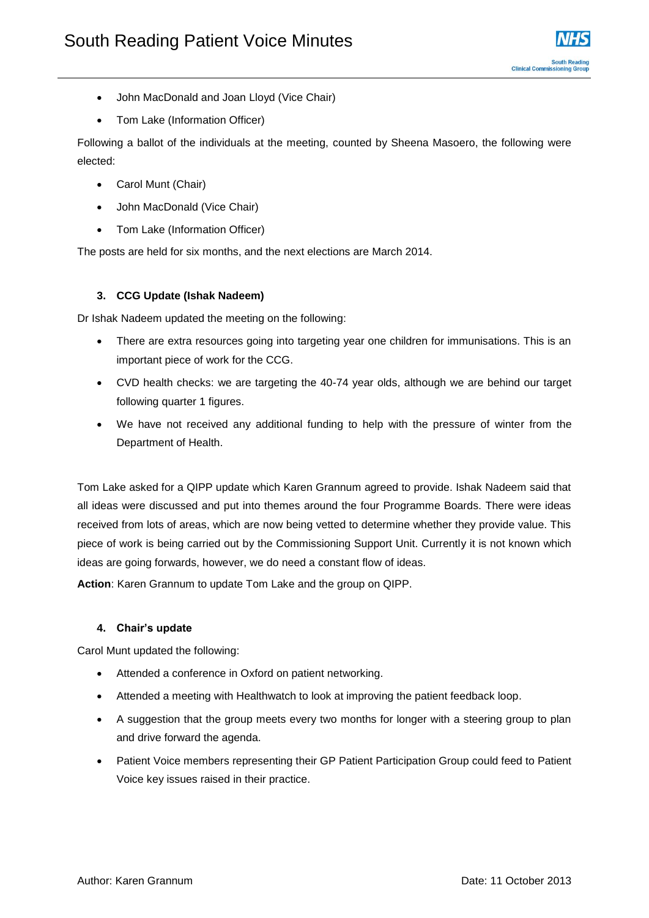- John MacDonald and Joan Lloyd (Vice Chair)
- Tom Lake (Information Officer)

Following a ballot of the individuals at the meeting, counted by Sheena Masoero, the following were elected:

- Carol Munt (Chair)
- John MacDonald (Vice Chair)
- Tom Lake (Information Officer)

The posts are held for six months, and the next elections are March 2014.

### 3. CCG Update (Ishak Nadeem)

Dr Ishak Nadeem updated the meeting on the following:

- There are extra resources going into targeting year one children for immunisations. This is an important piece of work for the CCG.
- CVD health checks: we are targeting the 40-74 year olds, although we are behind our target following quarter 1 figures.
- We have not received any additional funding to help with the pressure of winter from the Department of Health.

Tom Lake asked for a QIPP update which Karen Grannum agreed to provide. Ishak Nadeem said that all ideas were discussed and put into themes around the four Programme Boards. There were ideas received from lots of areas, which are now being vetted to determine whether they provide value. This piece of work is being carried out by the Commissioning Support Unit. Currently it is not known which ideas are going forwards, however, we do need a constant flow of ideas.

**Action**: Karen Grannum to update Tom Lake and the group on QIPP.

### 4. Chair's update

Carol Munt updated the following:

- Attended a conference in Oxford on patient networking.
- Attended a meeting with Healthwatch to look at improving the patient feedback loop.
- A suggestion that the group meets every two months for longer with a steering group to plan and drive forward the agenda.
- Patient Voice members representing their GP Patient Participation Group could feed to Patient Voice key issues raised in their practice.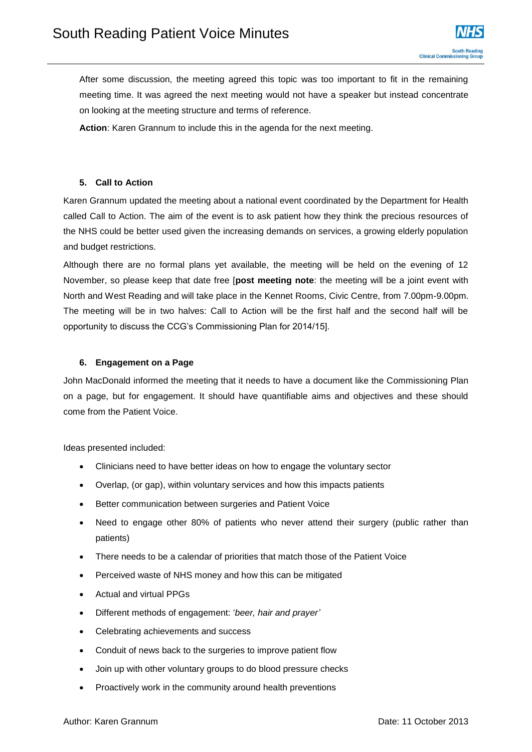After some discussion, the meeting agreed this topic was too important to fit in the remaining meeting time. It was agreed the next meeting would not have a speaker but instead concentrate on looking at the meeting structure and terms of reference.

**Action**: Karen Grannum to include this in the agenda for the next meeting.

## 5. Call to Action

Karen Grannum updated the meeting about a national event coordinated by the Department for Health called Call to Action. The aim of the event is to ask patient how they think the precious resources of the NHS could be better used given the increasing demands on services, a growing elderly population and budget restrictions.

Although there are no formal plans yet available, the meeting will be held on the evening of 12 November, so please keep that date free [**post meeting note**: the meeting will be a joint event with North and West Reading and will take place in the Kennet Rooms, Civic Centre, from 7.00pm-9.00pm. The meeting will be in two halves: Call to Action will be the first half and the second half will be opportunity to discuss the CCG's Commissioning Plan for 2014/15].

## 6. Engagement on a Page

John MacDonald informed the meeting that it needs to have a document like the Commissioning Plan on a page, but for engagement. It should have quantifiable aims and objectives and these should come from the Patient Voice.

Ideas presented included:

- Clinicians need to have better ideas on how to engage the voluntary sector
- Overlap, (or gap), within voluntary services and how this impacts patients
- Better communication between surgeries and Patient Voice
- Need to engage other 80% of patients who never attend their surgery (public rather than patients)
- There needs to be a calendar of priorities that match those of the Patient Voice
- Perceived waste of NHS money and how this can be mitigated
- Actual and virtual PPGs
- Different methods of engagement: '*beer, hair and prayer'*
- Celebrating achievements and success
- Conduit of news back to the surgeries to improve patient flow
- Join up with other voluntary groups to do blood pressure checks
- Proactively work in the community around health preventions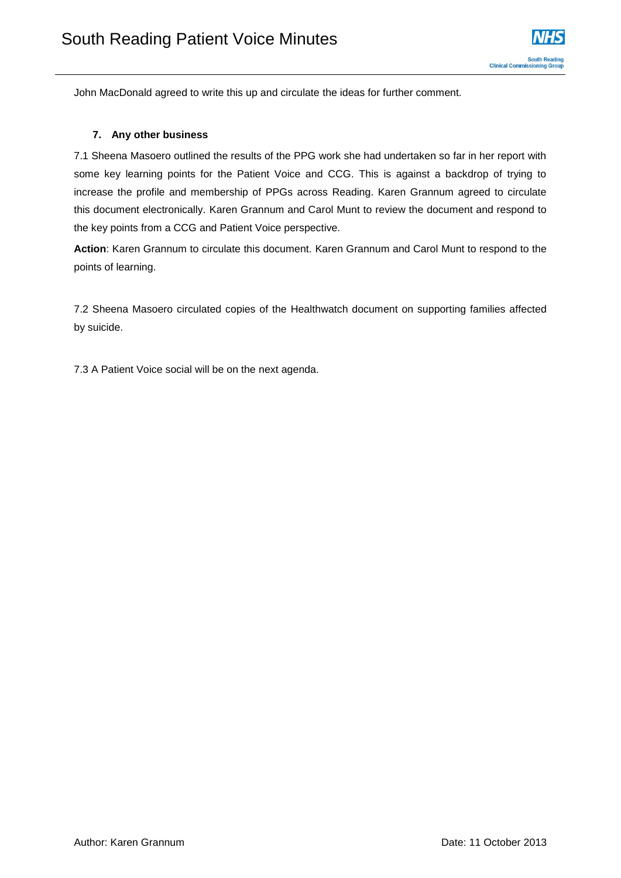John MacDonald agreed to write this up and circulate the ideas for further comment.

### 7. Any other business

7.1 Sheena Masoero outlined the results of the PPG work she had undertaken so far in her report with some key learning points for the Patient Voice and CCG. This is against a backdrop of trying to increase the profile and membership of PPGs across Reading. Karen Grannum agreed to circulate this document electronically. Karen Grannum and Carol Munt to review the document and respond to the key points from a CCG and Patient Voice perspective.

**Action**: Karen Grannum to circulate this document. Karen Grannum and Carol Munt to respond to the points of learning.

7.2 Sheena Masoero circulated copies of the Healthwatch document on supporting families affected by suicide.

7.3 A Patient Voice social will be on the next agenda.